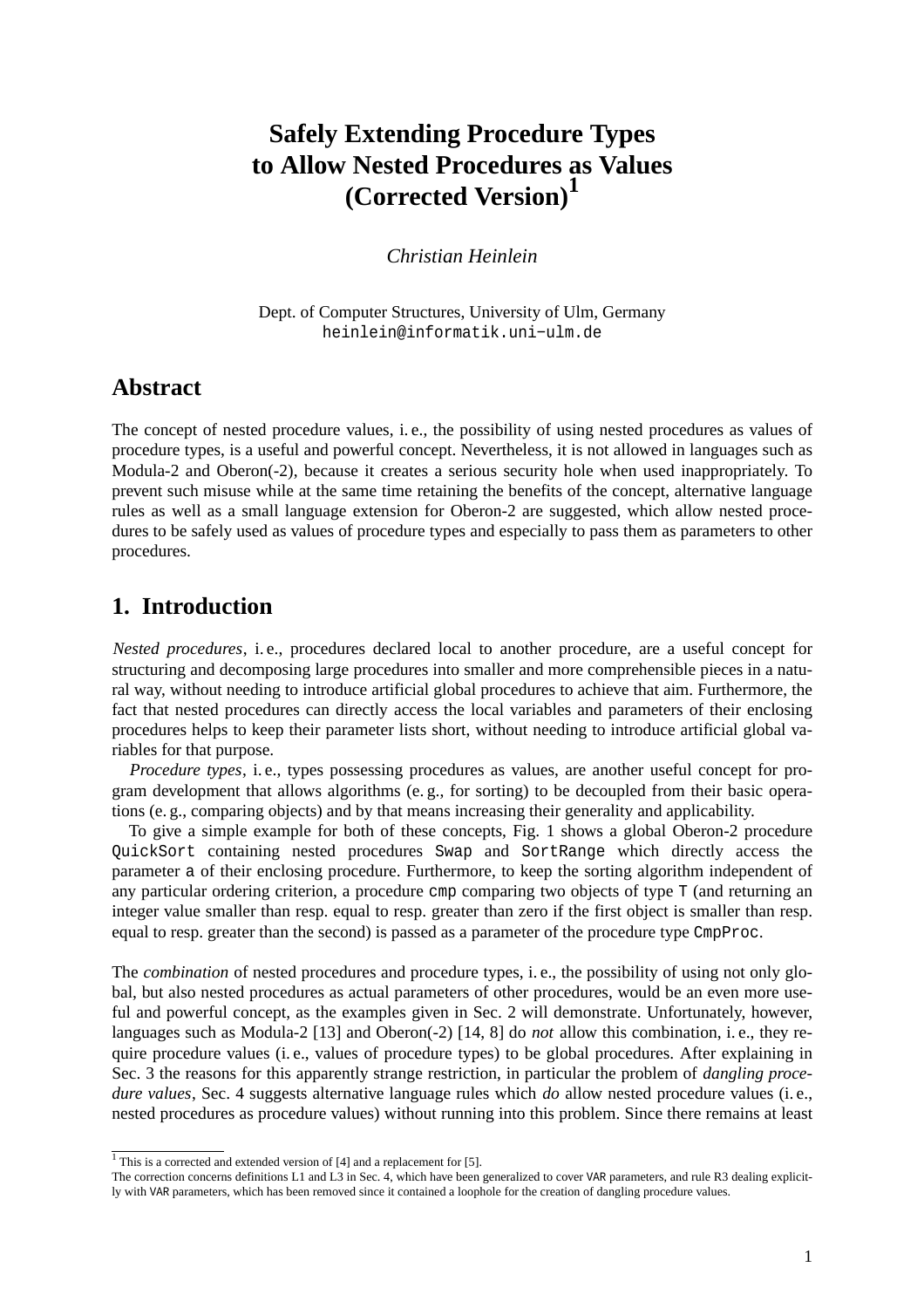# Safely Extending Procedure Types to Allow Nested Procedures as Values (Corrected Version)[1]

*Christian Heinlein*

Dept. of Computer Structures, University of Ulm, Germany
heinlein@informatik.uni−ulm.de

## Abstract

The concept of nested procedure values, i. e., the possibility of using nested procedures as values of procedure types, is a useful and powerful concept. Nevertheless, it is not allowed in languages such as Modula-2 and Oberon(-2), because it creates a serious security hole when used inappropriately. To prevent such misuse while at the same time retaining the benefits of the concept, alternative language rules as well as a small language extension for Oberon-2 are suggested, which allow nested procedures to be safely used as values of procedure types and especially to pass them as parameters to other procedures.

## 1. Introduction

*Nested procedures*, i. e., procedures declared local to another procedure, are a useful concept for structuring and decomposing large procedures into smaller and more comprehensible pieces in a natural way, without needing to introduce artificial global procedures to achieve that aim. Furthermore, the fact that nested procedures can directly access the local variables and parameters of their enclosing procedures helps to keep their parameter lists short, without needing to introduce artificial global variables for that purpose.

*Procedure types*, i. e., types possessing procedures as values, are another useful concept for program development that allows algorithms (e. g., for sorting) to be decoupled from their basic operations (e. g., comparing objects) and by that means increasing their generality and applicability.

To give a simple example for both of these concepts, Fig. 1 shows a global Oberon-2 procedure `QuickSort` containing nested procedures `Swap` and `SortRange` which directly access the parameter `a` of their enclosing procedure. Furthermore, to keep the sorting algorithm independent of any particular ordering criterion, a procedure `cmp` comparing two objects of type `T` (and returning an integer value smaller than resp. equal to resp. greater than zero if the first object is smaller than resp. equal to resp. greater than the second) is passed as a parameter of the procedure type `CmpProc`.

The *combination* of nested procedures and procedure types, i. e., the possibility of using not only global, but also nested procedures as actual parameters of other procedures, would be an even more useful and powerful concept, as the examples given in Sec. 2 will demonstrate. Unfortunately, however, languages such as Modula-2 [13] and Oberon(-2) [14, 8] do *not* allow this combination, i. e., they require procedure values (i. e., values of procedure types) to be global procedures. After explaining in Sec. 3 the reasons for this apparently strange restriction, in particular the problem of *dangling procedure values*, Sec. 4 suggests alternative language rules which *do* allow nested procedure values (i. e., nested procedures as procedure values) without running into this problem. Since there remains at least

---

[1] This is a corrected and extended version of [4] and a replacement for [5].
The correction concerns definitions L1 and L3 in Sec. 4, which have been generalized to cover VAR parameters, and rule R3 dealing explicitly with VAR parameters, which has been removed since it contained a loophole for the creation of dangling procedure values.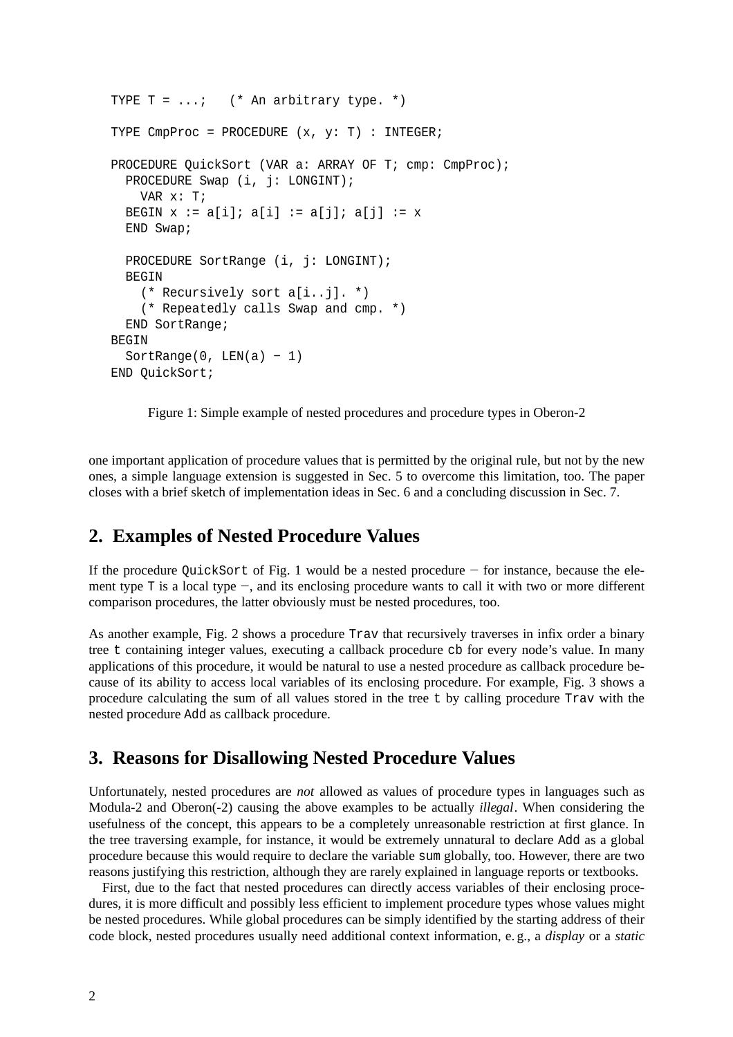```
TYPE T = ...;   (* An arbitrary type. *)

TYPE CmpProc = PROCEDURE (x, y: T) : INTEGER;

PROCEDURE QuickSort (VAR a: ARRAY OF T; cmp: CmpProc);
  PROCEDURE Swap (i, j: LONGINT);
    VAR x: T;
  BEGIN x := a[i]; a[i] := a[j]; a[j] := x
  END Swap;

  PROCEDURE SortRange (i, j: LONGINT);
  BEGIN
    (* Recursively sort a[i..j]. *)
    (* Repeatedly calls Swap and cmp. *)
  END SortRange;
BEGIN
  SortRange(0, LEN(a) − 1)
END QuickSort;
```

Figure 1: Simple example of nested procedures and procedure types in Oberon-2

one important application of procedure values that is permitted by the original rule, but not by the new ones, a simple language extension is suggested in Sec. 5 to overcome this limitation, too. The paper closes with a brief sketch of implementation ideas in Sec. 6 and a concluding discussion in Sec. 7.

## 2. Examples of Nested Procedure Values

If the procedure `QuickSort` of Fig. 1 would be a nested procedure − for instance, because the element type `T` is a local type −, and its enclosing procedure wants to call it with two or more different comparison procedures, the latter obviously must be nested procedures, too.

As another example, Fig. 2 shows a procedure `Trav` that recursively traverses in infix order a binary tree `t` containing integer values, executing a callback procedure `cb` for every node's value. In many applications of this procedure, it would be natural to use a nested procedure as callback procedure because of its ability to access local variables of its enclosing procedure. For example, Fig. 3 shows a procedure calculating the sum of all values stored in the tree `t` by calling procedure `Trav` with the nested procedure `Add` as callback procedure.

## 3. Reasons for Disallowing Nested Procedure Values

Unfortunately, nested procedures are *not* allowed as values of procedure types in languages such as Modula-2 and Oberon(-2) causing the above examples to be actually *illegal*. When considering the usefulness of the concept, this appears to be a completely unreasonable restriction at first glance. In the tree traversing example, for instance, it would be extremely unnatural to declare `Add` as a global procedure because this would require to declare the variable `sum` globally, too. However, there are two reasons justifying this restriction, although they are rarely explained in language reports or textbooks.

First, due to the fact that nested procedures can directly access variables of their enclosing procedures, it is more difficult and possibly less efficient to implement procedure types whose values might be nested procedures. While global procedures can be simply identified by the starting address of their code block, nested procedures usually need additional context information, e. g., a *display* or a *static*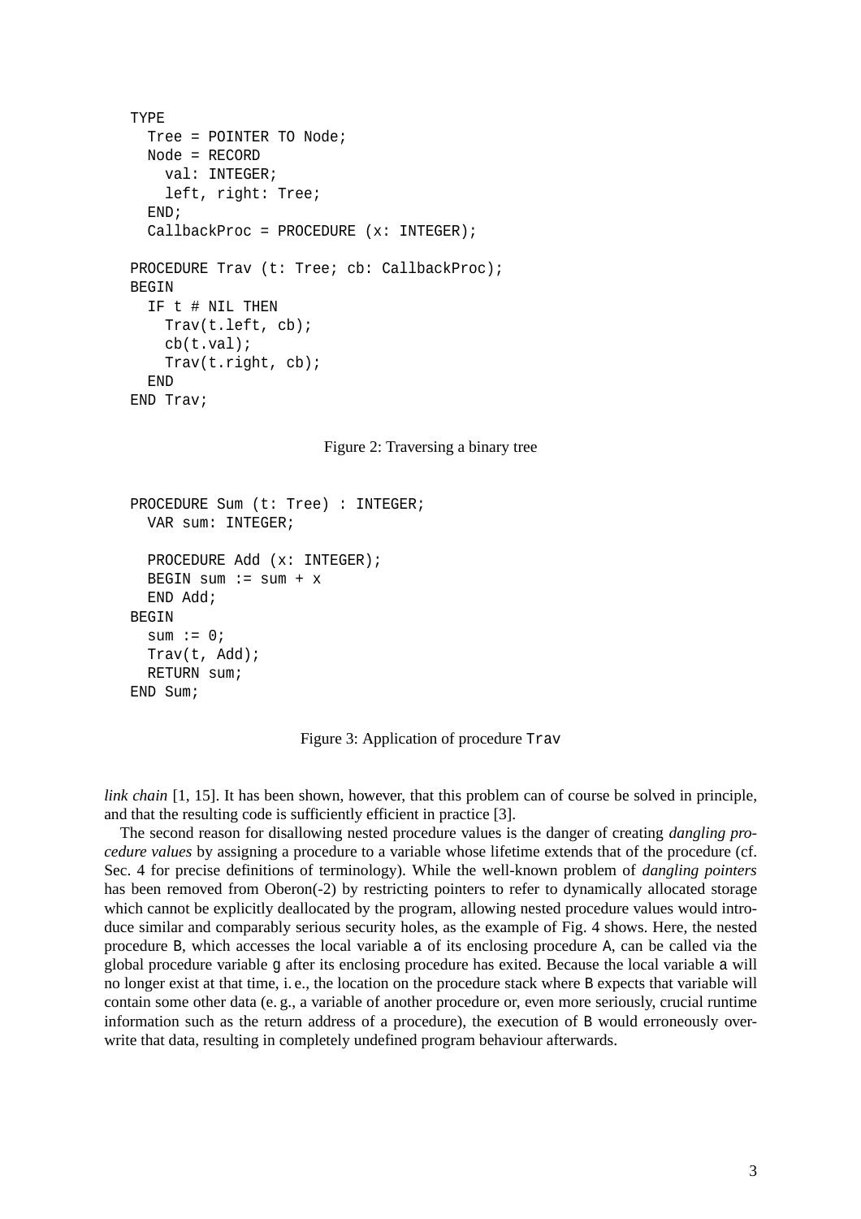```
TYPE
  Tree = POINTER TO Node;
  Node = RECORD
    val: INTEGER;
    left, right: Tree;
  END;
  CallbackProc = PROCEDURE (x: INTEGER);

PROCEDURE Trav (t: Tree; cb: CallbackProc);
BEGIN
  IF t # NIL THEN
    Trav(t.left, cb);
    cb(t.val);
    Trav(t.right, cb);
  END
END Trav;
```

Figure 2: Traversing a binary tree

```
PROCEDURE Sum (t: Tree) : INTEGER;
  VAR sum: INTEGER;

  PROCEDURE Add (x: INTEGER);
  BEGIN sum := sum + x
  END Add;
BEGIN
  sum := 0;
  Trav(t, Add);
  RETURN sum;
END Sum;
```

Figure 3: Application of procedure `Trav`

*link chain* [1, 15]. It has been shown, however, that this problem can of course be solved in principle, and that the resulting code is sufficiently efficient in practice [3].

The second reason for disallowing nested procedure values is the danger of creating *dangling procedure values* by assigning a procedure to a variable whose lifetime extends that of the procedure (cf. Sec. 4 for precise definitions of terminology). While the well-known problem of *dangling pointers* has been removed from Oberon(-2) by restricting pointers to refer to dynamically allocated storage which cannot be explicitly deallocated by the program, allowing nested procedure values would introduce similar and comparably serious security holes, as the example of Fig. 4 shows. Here, the nested procedure `B`, which accesses the local variable `a` of its enclosing procedure `A`, can be called via the global procedure variable `g` after its enclosing procedure has exited. Because the local variable `a` will no longer exist at that time, i. e., the location on the procedure stack where `B` expects that variable will contain some other data (e. g., a variable of another procedure or, even more seriously, crucial runtime information such as the return address of a procedure), the execution of `B` would erroneously overwrite that data, resulting in completely undefined program behaviour afterwards.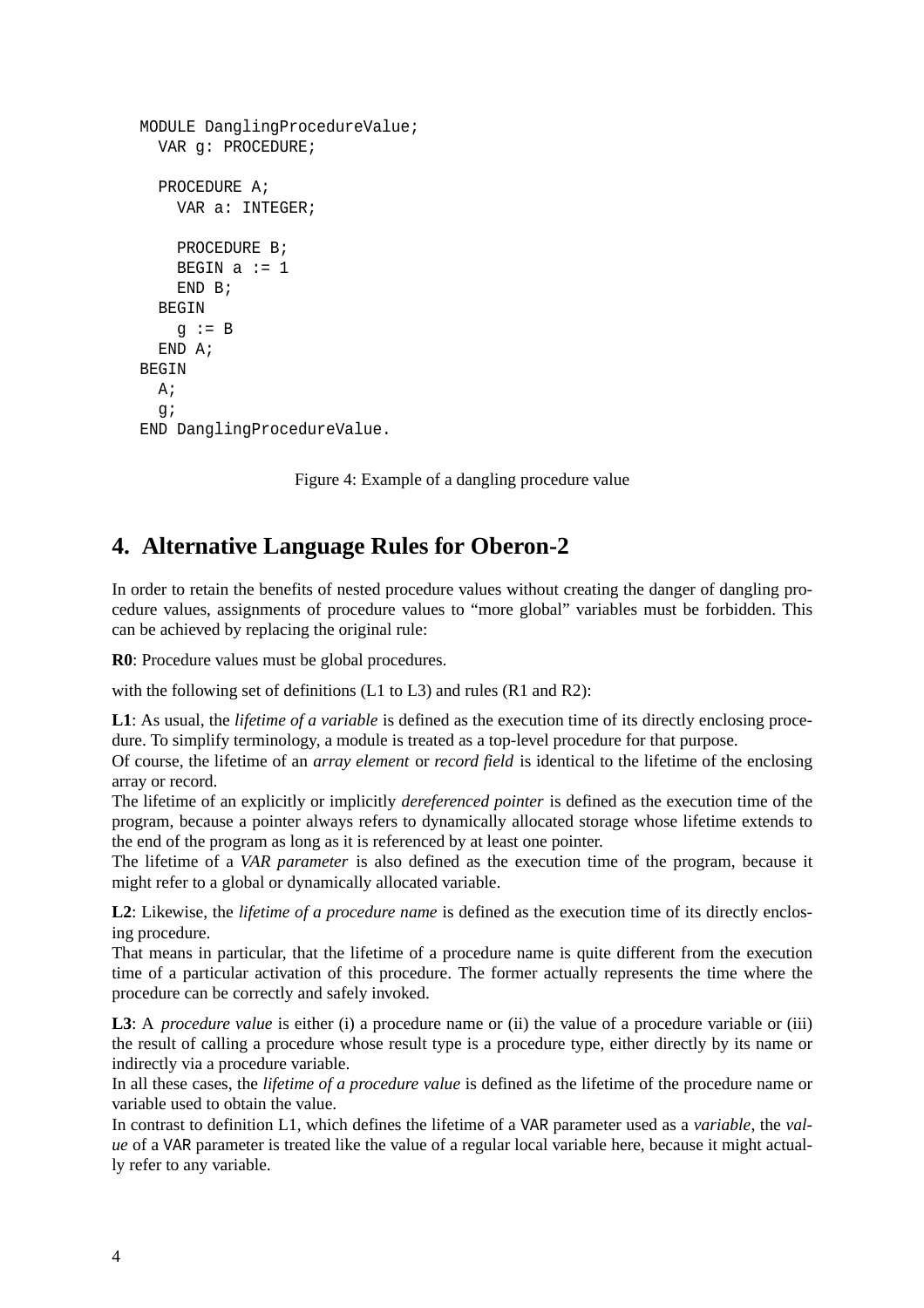```
MODULE DanglingProcedureValue;
  VAR g: PROCEDURE;

  PROCEDURE A;
    VAR a: INTEGER;

    PROCEDURE B;
    BEGIN a := 1
    END B;
  BEGIN
    g := B
  END A;
BEGIN
  A;
  g;
END DanglingProcedureValue.
```

Figure 4: Example of a dangling procedure value

## 4. Alternative Language Rules for Oberon-2

In order to retain the benefits of nested procedure values without creating the danger of dangling procedure values, assignments of procedure values to "more global" variables must be forbidden. This can be achieved by replacing the original rule:

**R0**: Procedure values must be global procedures.

with the following set of definitions (L1 to L3) and rules (R1 and R2):

**L1**: As usual, the *lifetime of a variable* is defined as the execution time of its directly enclosing procedure. To simplify terminology, a module is treated as a top-level procedure for that purpose.
Of course, the lifetime of an *array element* or *record field* is identical to the lifetime of the enclosing array or record.
The lifetime of an explicitly or implicitly *dereferenced pointer* is defined as the execution time of the program, because a pointer always refers to dynamically allocated storage whose lifetime extends to the end of the program as long as it is referenced by at least one pointer.
The lifetime of a *VAR parameter* is also defined as the execution time of the program, because it might refer to a global or dynamically allocated variable.

**L2**: Likewise, the *lifetime of a procedure name* is defined as the execution time of its directly enclosing procedure.
That means in particular, that the lifetime of a procedure name is quite different from the execution time of a particular activation of this procedure. The former actually represents the time where the procedure can be correctly and safely invoked.

**L3**: A *procedure value* is either (i) a procedure name or (ii) the value of a procedure variable or (iii) the result of calling a procedure whose result type is a procedure type, either directly by its name or indirectly via a procedure variable.
In all these cases, the *lifetime of a procedure value* is defined as the lifetime of the procedure name or variable used to obtain the value.
In contrast to definition L1, which defines the lifetime of a VAR parameter used as a *variable*, the *value* of a VAR parameter is treated like the value of a regular local variable here, because it might actually refer to any variable.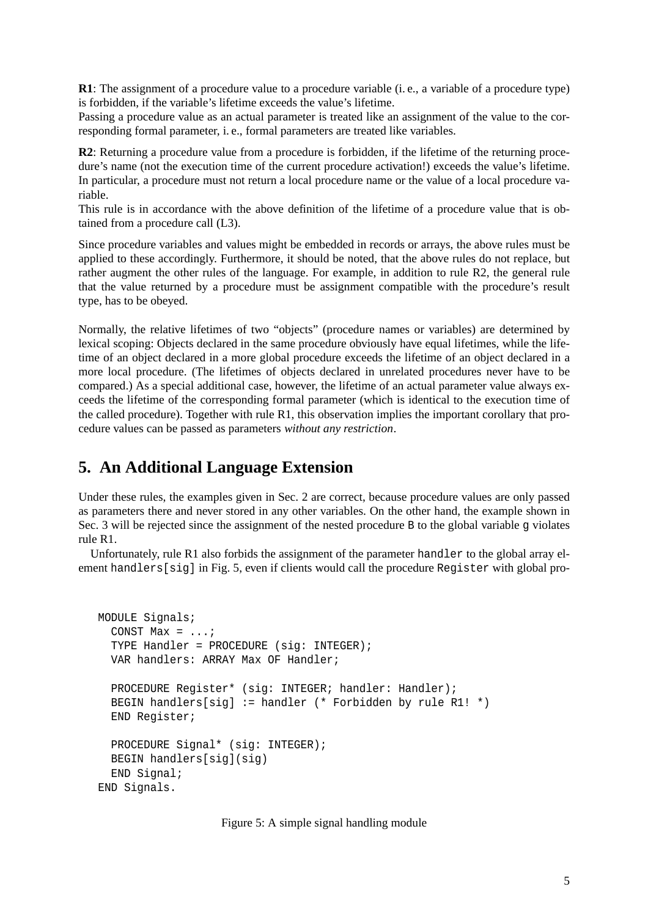**R1**: The assignment of a procedure value to a procedure variable (i. e., a variable of a procedure type) is forbidden, if the variable's lifetime exceeds the value's lifetime.
Passing a procedure value as an actual parameter is treated like an assignment of the value to the corresponding formal parameter, i. e., formal parameters are treated like variables.

**R2**: Returning a procedure value from a procedure is forbidden, if the lifetime of the returning procedure's name (not the execution time of the current procedure activation!) exceeds the value's lifetime. In particular, a procedure must not return a local procedure name or the value of a local procedure variable.
This rule is in accordance with the above definition of the lifetime of a procedure value that is obtained from a procedure call (L3).

Since procedure variables and values might be embedded in records or arrays, the above rules must be applied to these accordingly. Furthermore, it should be noted, that the above rules do not replace, but rather augment the other rules of the language. For example, in addition to rule R2, the general rule that the value returned by a procedure must be assignment compatible with the procedure's result type, has to be obeyed.

Normally, the relative lifetimes of two "objects" (procedure names or variables) are determined by lexical scoping: Objects declared in the same procedure obviously have equal lifetimes, while the lifetime of an object declared in a more global procedure exceeds the lifetime of an object declared in a more local procedure. (The lifetimes of objects declared in unrelated procedures never have to be compared.) As a special additional case, however, the lifetime of an actual parameter value always exceeds the lifetime of the corresponding formal parameter (which is identical to the execution time of the called procedure). Together with rule R1, this observation implies the important corollary that procedure values can be passed as parameters *without any restriction*.

## 5. An Additional Language Extension

Under these rules, the examples given in Sec. 2 are correct, because procedure values are only passed as parameters there and never stored in any other variables. On the other hand, the example shown in Sec. 3 will be rejected since the assignment of the nested procedure `B` to the global variable `g` violates rule R1.

Unfortunately, rule R1 also forbids the assignment of the parameter `handler` to the global array element `handlers[sig]` in Fig. 5, even if clients would call the procedure `Register` with global pro-

```
MODULE Signals;
  CONST Max = ...;
  TYPE Handler = PROCEDURE (sig: INTEGER);
  VAR handlers: ARRAY Max OF Handler;

  PROCEDURE Register* (sig: INTEGER; handler: Handler);
  BEGIN handlers[sig] := handler (* Forbidden by rule R1! *)
  END Register;

  PROCEDURE Signal* (sig: INTEGER);
  BEGIN handlers[sig](sig)
  END Signal;
END Signals.
```

Figure 5: A simple signal handling module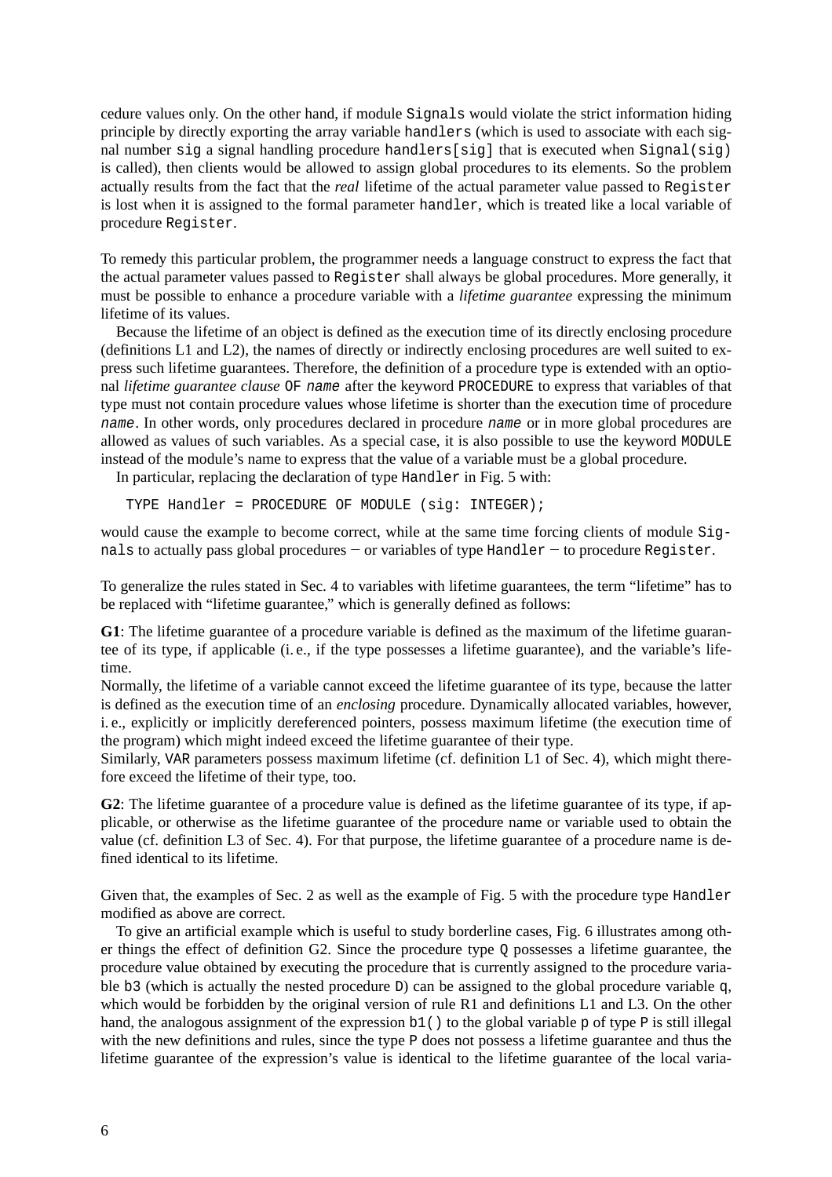cedure values only. On the other hand, if module `Signals` would violate the strict information hiding principle by directly exporting the array variable `handlers` (which is used to associate with each signal number `sig` a signal handling procedure `handlers[sig]` that is executed when `Signal(sig)` is called), then clients would be allowed to assign global procedures to its elements. So the problem actually results from the fact that the *real* lifetime of the actual parameter value passed to `Register` is lost when it is assigned to the formal parameter `handler`, which is treated like a local variable of procedure `Register`.

To remedy this particular problem, the programmer needs a language construct to express the fact that the actual parameter values passed to `Register` shall always be global procedures. More generally, it must be possible to enhance a procedure variable with a *lifetime guarantee* expressing the minimum lifetime of its values.

Because the lifetime of an object is defined as the execution time of its directly enclosing procedure (definitions L1 and L2), the names of directly or indirectly enclosing procedures are well suited to express such lifetime guarantees. Therefore, the definition of a procedure type is extended with an optional *lifetime guarantee clause* `OF name` after the keyword `PROCEDURE` to express that variables of that type must not contain procedure values whose lifetime is shorter than the execution time of procedure `name`. In other words, only procedures declared in procedure `name` or in more global procedures are allowed as values of such variables. As a special case, it is also possible to use the keyword `MODULE` instead of the module's name to express that the value of a variable must be a global procedure.

In particular, replacing the declaration of type `Handler` in Fig. 5 with:

```
TYPE Handler = PROCEDURE OF MODULE (sig: INTEGER);
```

would cause the example to become correct, while at the same time forcing clients of module `Signals` to actually pass global procedures — or variables of type `Handler` — to procedure `Register`.

To generalize the rules stated in Sec. 4 to variables with lifetime guarantees, the term "lifetime" has to be replaced with "lifetime guarantee," which is generally defined as follows:

**G1**: The lifetime guarantee of a procedure variable is defined as the maximum of the lifetime guarantee of its type, if applicable (i. e., if the type possesses a lifetime guarantee), and the variable's lifetime.

Normally, the lifetime of a variable cannot exceed the lifetime guarantee of its type, because the latter is defined as the execution time of an *enclosing* procedure. Dynamically allocated variables, however, i. e., explicitly or implicitly dereferenced pointers, possess maximum lifetime (the execution time of the program) which might indeed exceed the lifetime guarantee of their type.

Similarly, `VAR` parameters possess maximum lifetime (cf. definition L1 of Sec. 4), which might therefore exceed the lifetime of their type, too.

**G2**: The lifetime guarantee of a procedure value is defined as the lifetime guarantee of its type, if applicable, or otherwise as the lifetime guarantee of the procedure name or variable used to obtain the value (cf. definition L3 of Sec. 4). For that purpose, the lifetime guarantee of a procedure name is defined identical to its lifetime.

Given that, the examples of Sec. 2 as well as the example of Fig. 5 with the procedure type `Handler` modified as above are correct.

To give an artificial example which is useful to study borderline cases, Fig. 6 illustrates among other things the effect of definition G2. Since the procedure type `Q` possesses a lifetime guarantee, the procedure value obtained by executing the procedure that is currently assigned to the procedure variable `b3` (which is actually the nested procedure `D`) can be assigned to the global procedure variable `q`, which would be forbidden by the original version of rule R1 and definitions L1 and L3. On the other hand, the analogous assignment of the expression `b1()` to the global variable `p` of type `P` is still illegal with the new definitions and rules, since the type `P` does not possess a lifetime guarantee and thus the lifetime guarantee of the expression's value is identical to the lifetime guarantee of the local varia-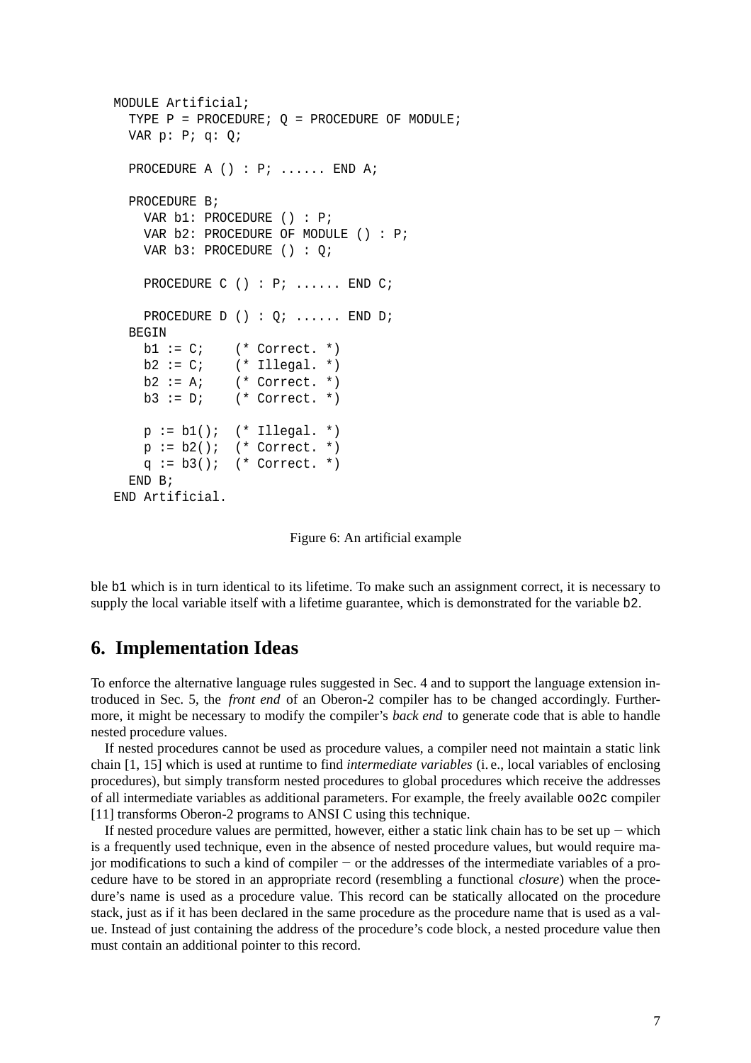```
MODULE Artificial;
  TYPE P = PROCEDURE; Q = PROCEDURE OF MODULE;
  VAR p: P; q: Q;

  PROCEDURE A () : P; ...... END A;

  PROCEDURE B;
    VAR b1: PROCEDURE () : P;
    VAR b2: PROCEDURE OF MODULE () : P;
    VAR b3: PROCEDURE () : Q;

    PROCEDURE C () : P; ...... END C;

    PROCEDURE D () : Q; ...... END D;
  BEGIN
    b1 := C;    (* Correct. *)
    b2 := C;    (* Illegal. *)
    b2 := A;    (* Correct. *)
    b3 := D;    (* Correct. *)

    p := b1();  (* Illegal. *)
    p := b2();  (* Correct. *)
    q := b3();  (* Correct. *)
  END B;
END Artificial.
```

Figure 6: An artificial example

ble `b1` which is in turn identical to its lifetime. To make such an assignment correct, it is necessary to supply the local variable itself with a lifetime guarantee, which is demonstrated for the variable `b2`.

## 6. Implementation Ideas

To enforce the alternative language rules suggested in Sec. 4 and to support the language extension introduced in Sec. 5, the *front end* of an Oberon-2 compiler has to be changed accordingly. Furthermore, it might be necessary to modify the compiler's *back end* to generate code that is able to handle nested procedure values.

If nested procedures cannot be used as procedure values, a compiler need not maintain a static link chain [1, 15] which is used at runtime to find *intermediate variables* (i. e., local variables of enclosing procedures), but simply transform nested procedures to global procedures which receive the addresses of all intermediate variables as additional parameters. For example, the freely available `oo2c` compiler [11] transforms Oberon-2 programs to ANSI C using this technique.

If nested procedure values are permitted, however, either a static link chain has to be set up − which is a frequently used technique, even in the absence of nested procedure values, but would require major modifications to such a kind of compiler − or the addresses of the intermediate variables of a procedure have to be stored in an appropriate record (resembling a functional *closure*) when the procedure's name is used as a procedure value. This record can be statically allocated on the procedure stack, just as if it has been declared in the same procedure as the procedure name that is used as a value. Instead of just containing the address of the procedure's code block, a nested procedure value then must contain an additional pointer to this record.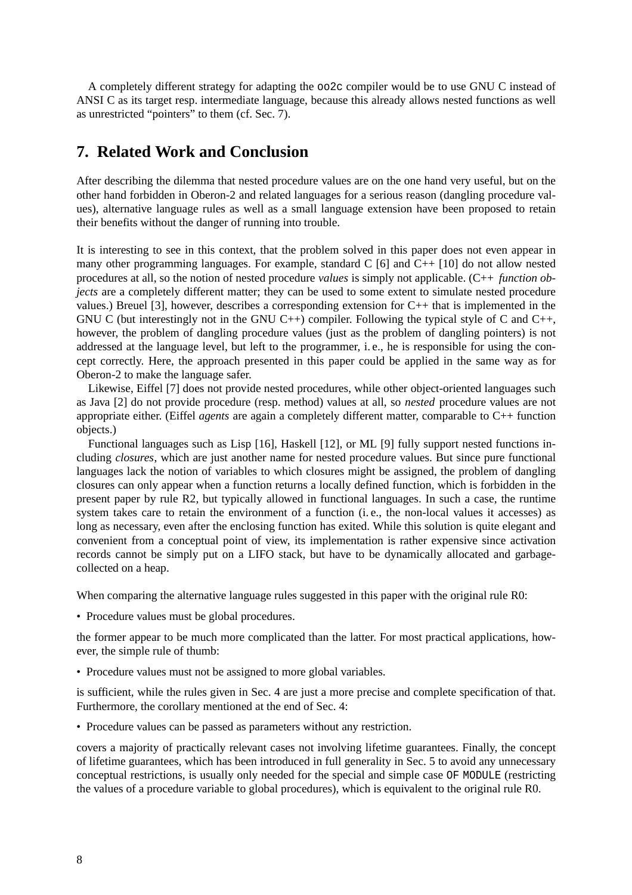A completely different strategy for adapting the `oo2c` compiler would be to use GNU C instead of ANSI C as its target resp. intermediate language, because this already allows nested functions as well as unrestricted "pointers" to them (cf. Sec. 7).

## 7. Related Work and Conclusion

After describing the dilemma that nested procedure values are on the one hand very useful, but on the other hand forbidden in Oberon-2 and related languages for a serious reason (dangling procedure values), alternative language rules as well as a small language extension have been proposed to retain their benefits without the danger of running into trouble.

It is interesting to see in this context, that the problem solved in this paper does not even appear in many other programming languages. For example, standard C [6] and C++ [10] do not allow nested procedures at all, so the notion of nested procedure *values* is simply not applicable. (C++ *function objects* are a completely different matter; they can be used to some extent to simulate nested procedure values.) Breuel [3], however, describes a corresponding extension for C++ that is implemented in the GNU C (but interestingly not in the GNU C++) compiler. Following the typical style of C and C++, however, the problem of dangling procedure values (just as the problem of dangling pointers) is not addressed at the language level, but left to the programmer, i. e., he is responsible for using the concept correctly. Here, the approach presented in this paper could be applied in the same way as for Oberon-2 to make the language safer.

Likewise, Eiffel [7] does not provide nested procedures, while other object-oriented languages such as Java [2] do not provide procedure (resp. method) values at all, so *nested* procedure values are not appropriate either. (Eiffel *agents* are again a completely different matter, comparable to C++ function objects.)

Functional languages such as Lisp [16], Haskell [12], or ML [9] fully support nested functions including *closures*, which are just another name for nested procedure values. But since pure functional languages lack the notion of variables to which closures might be assigned, the problem of dangling closures can only appear when a function returns a locally defined function, which is forbidden in the present paper by rule R2, but typically allowed in functional languages. In such a case, the runtime system takes care to retain the environment of a function (i. e., the non-local values it accesses) as long as necessary, even after the enclosing function has exited. While this solution is quite elegant and convenient from a conceptual point of view, its implementation is rather expensive since activation records cannot be simply put on a LIFO stack, but have to be dynamically allocated and garbage-collected on a heap.

When comparing the alternative language rules suggested in this paper with the original rule R0:

- Procedure values must be global procedures.

the former appear to be much more complicated than the latter. For most practical applications, however, the simple rule of thumb:

- Procedure values must not be assigned to more global variables.

is sufficient, while the rules given in Sec. 4 are just a more precise and complete specification of that. Furthermore, the corollary mentioned at the end of Sec. 4:

- Procedure values can be passed as parameters without any restriction.

covers a majority of practically relevant cases not involving lifetime guarantees. Finally, the concept of lifetime guarantees, which has been introduced in full generality in Sec. 5 to avoid any unnecessary conceptual restrictions, is usually only needed for the special and simple case `OF MODULE` (restricting the values of a procedure variable to global procedures), which is equivalent to the original rule R0.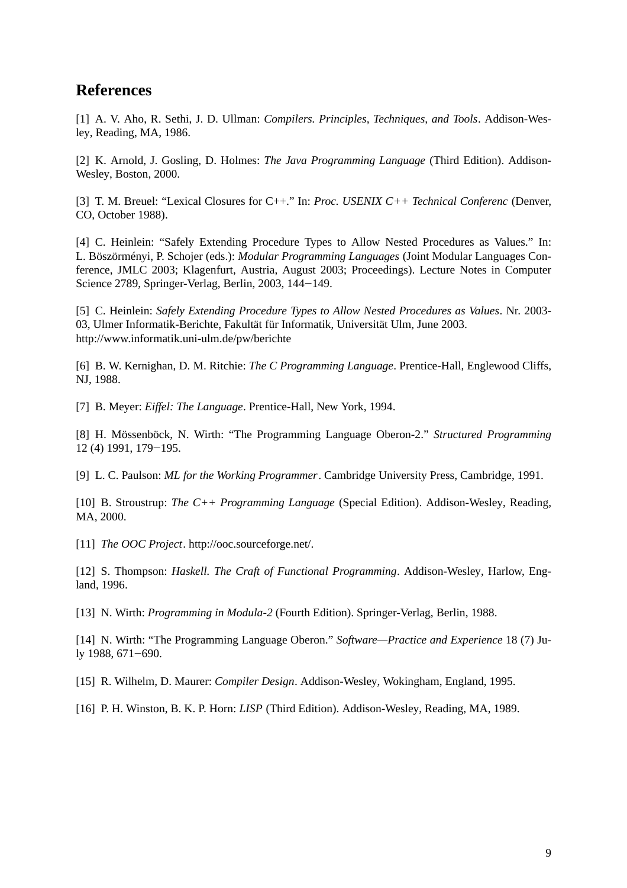## References

[1] A. V. Aho, R. Sethi, J. D. Ullman: *Compilers. Principles, Techniques, and Tools*. Addison-Wesley, Reading, MA, 1986.

[2] K. Arnold, J. Gosling, D. Holmes: *The Java Programming Language* (Third Edition). Addison-Wesley, Boston, 2000.

[3] T. M. Breuel: "Lexical Closures for C++." In: *Proc. USENIX C++ Technical Conferenc* (Denver, CO, October 1988).

[4] C. Heinlein: "Safely Extending Procedure Types to Allow Nested Procedures as Values." In: L. Böszörményi, P. Schojer (eds.): *Modular Programming Languages* (Joint Modular Languages Conference, JMLC 2003; Klagenfurt, Austria, August 2003; Proceedings). Lecture Notes in Computer Science 2789, Springer-Verlag, Berlin, 2003, 144−149.

[5] C. Heinlein: *Safely Extending Procedure Types to Allow Nested Procedures as Values*. Nr. 2003-03, Ulmer Informatik-Berichte, Fakultät für Informatik, Universität Ulm, June 2003. http://www.informatik.uni-ulm.de/pw/berichte

[6] B. W. Kernighan, D. M. Ritchie: *The C Programming Language*. Prentice-Hall, Englewood Cliffs, NJ, 1988.

[7] B. Meyer: *Eiffel: The Language*. Prentice-Hall, New York, 1994.

[8] H. Mössenböck, N. Wirth: "The Programming Language Oberon-2." *Structured Programming* 12 (4) 1991, 179−195.

[9] L. C. Paulson: *ML for the Working Programmer*. Cambridge University Press, Cambridge, 1991.

[10] B. Stroustrup: *The C++ Programming Language* (Special Edition). Addison-Wesley, Reading, MA, 2000.

[11] *The OOC Project*. http://ooc.sourceforge.net/.

[12] S. Thompson: *Haskell. The Craft of Functional Programming*. Addison-Wesley, Harlow, England, 1996.

[13] N. Wirth: *Programming in Modula-2* (Fourth Edition). Springer-Verlag, Berlin, 1988.

[14] N. Wirth: "The Programming Language Oberon." *Software—Practice and Experience* 18 (7) July 1988, 671−690.

[15] R. Wilhelm, D. Maurer: *Compiler Design*. Addison-Wesley, Wokingham, England, 1995.

[16] P. H. Winston, B. K. P. Horn: *LISP* (Third Edition). Addison-Wesley, Reading, MA, 1989.